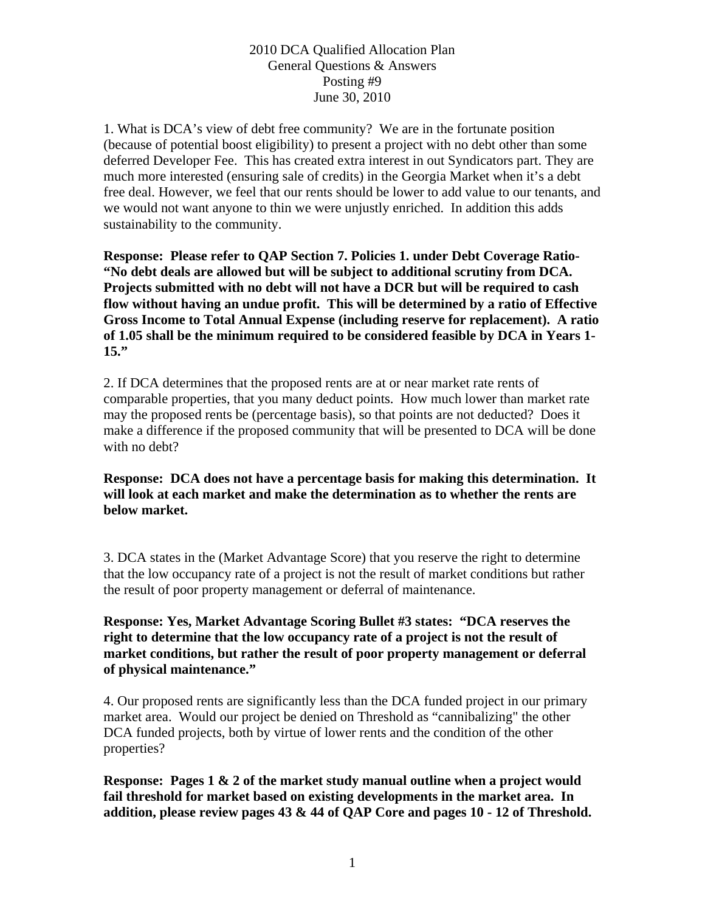2010 DCA Qualified Allocation Plan
General Questions & Answers
Posting #9
June 30, 2010

1. What is DCA's view of debt free community? We are in the fortunate position (because of potential boost eligibility) to present a project with no debt other than some deferred Developer Fee. This has created extra interest in out Syndicators part. They are much more interested (ensuring sale of credits) in the Georgia Market when it's a debt free deal. However, we feel that our rents should be lower to add value to our tenants, and we would not want anyone to thin we were unjustly enriched. In addition this adds sustainability to the community.

**Response: Please refer to QAP Section 7. Policies 1. under Debt Coverage Ratio- "No debt deals are allowed but will be subject to additional scrutiny from DCA. Projects submitted with no debt will not have a DCR but will be required to cash flow without having an undue profit. This will be determined by a ratio of Effective Gross Income to Total Annual Expense (including reserve for replacement). A ratio of 1.05 shall be the minimum required to be considered feasible by DCA in Years 1-15."**

2. If DCA determines that the proposed rents are at or near market rate rents of comparable properties, that you many deduct points. How much lower than market rate may the proposed rents be (percentage basis), so that points are not deducted? Does it make a difference if the proposed community that will be presented to DCA will be done with no debt?

**Response: DCA does not have a percentage basis for making this determination. It will look at each market and make the determination as to whether the rents are below market.**

3. DCA states in the (Market Advantage Score) that you reserve the right to determine that the low occupancy rate of a project is not the result of market conditions but rather the result of poor property management or deferral of maintenance.

**Response: Yes, Market Advantage Scoring Bullet #3 states: "DCA reserves the right to determine that the low occupancy rate of a project is not the result of market conditions, but rather the result of poor property management or deferral of physical maintenance."**

4. Our proposed rents are significantly less than the DCA funded project in our primary market area. Would our project be denied on Threshold as "cannibalizing" the other DCA funded projects, both by virtue of lower rents and the condition of the other properties?

**Response: Pages 1 & 2 of the market study manual outline when a project would fail threshold for market based on existing developments in the market area. In addition, please review pages 43 & 44 of QAP Core and pages 10 - 12 of Threshold.**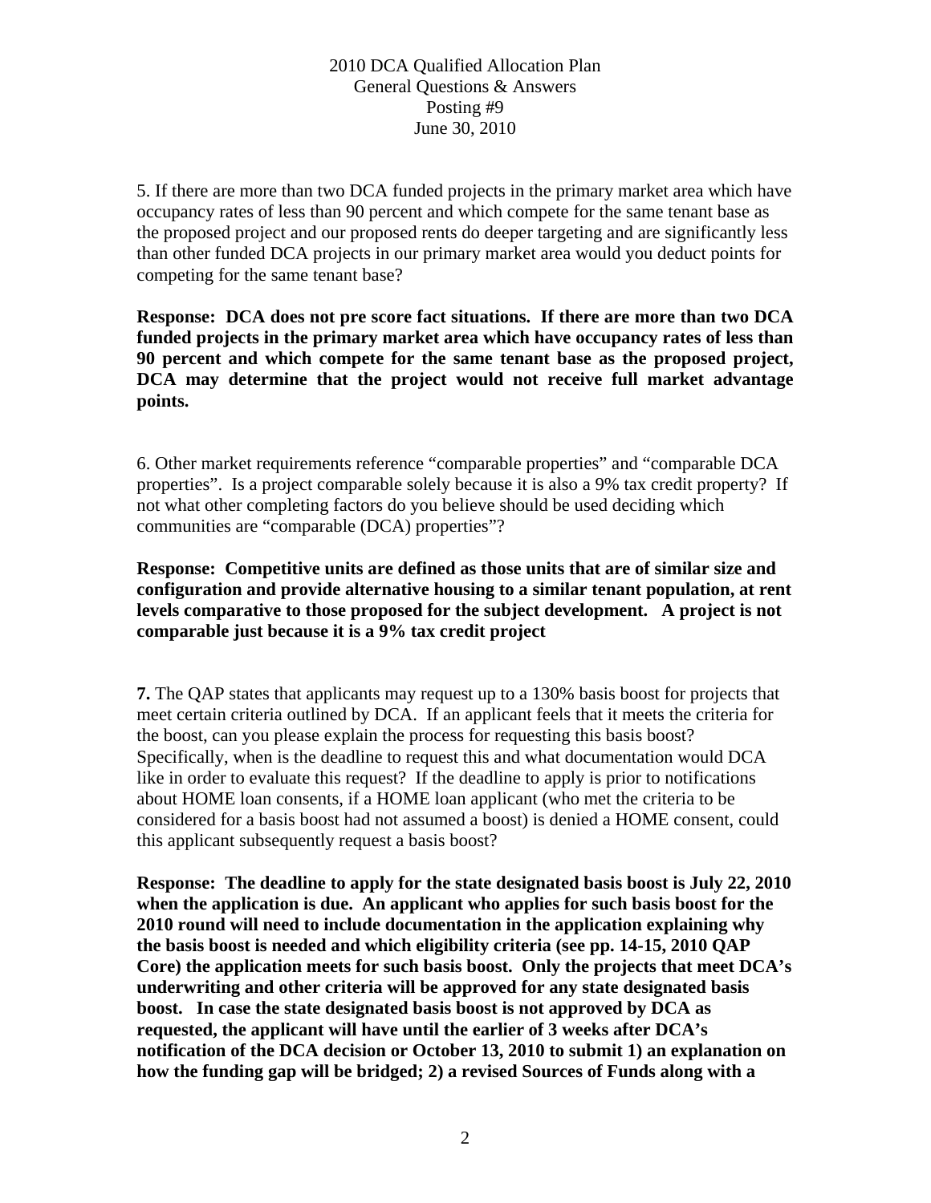2010 DCA Qualified Allocation Plan
General Questions & Answers
Posting #9
June 30, 2010

5. If there are more than two DCA funded projects in the primary market area which have occupancy rates of less than 90 percent and which compete for the same tenant base as the proposed project and our proposed rents do deeper targeting and are significantly less than other funded DCA projects in our primary market area would you deduct points for competing for the same tenant base?

**Response: DCA does not pre score fact situations. If there are more than two DCA funded projects in the primary market area which have occupancy rates of less than 90 percent and which compete for the same tenant base as the proposed project, DCA may determine that the project would not receive full market advantage points.**

6. Other market requirements reference "comparable properties" and "comparable DCA properties". Is a project comparable solely because it is also a 9% tax credit property? If not what other completing factors do you believe should be used deciding which communities are "comparable (DCA) properties"?

**Response: Competitive units are defined as those units that are of similar size and configuration and provide alternative housing to a similar tenant population, at rent levels comparative to those proposed for the subject development. A project is not comparable just because it is a 9% tax credit project**

**7.** The QAP states that applicants may request up to a 130% basis boost for projects that meet certain criteria outlined by DCA. If an applicant feels that it meets the criteria for the boost, can you please explain the process for requesting this basis boost? Specifically, when is the deadline to request this and what documentation would DCA like in order to evaluate this request? If the deadline to apply is prior to notifications about HOME loan consents, if a HOME loan applicant (who met the criteria to be considered for a basis boost had not assumed a boost) is denied a HOME consent, could this applicant subsequently request a basis boost?

**Response: The deadline to apply for the state designated basis boost is July 22, 2010 when the application is due. An applicant who applies for such basis boost for the 2010 round will need to include documentation in the application explaining why the basis boost is needed and which eligibility criteria (see pp. 14-15, 2010 QAP Core) the application meets for such basis boost. Only the projects that meet DCA's underwriting and other criteria will be approved for any state designated basis boost. In case the state designated basis boost is not approved by DCA as requested, the applicant will have until the earlier of 3 weeks after DCA's notification of the DCA decision or October 13, 2010 to submit 1) an explanation on how the funding gap will be bridged; 2) a revised Sources of Funds along with a**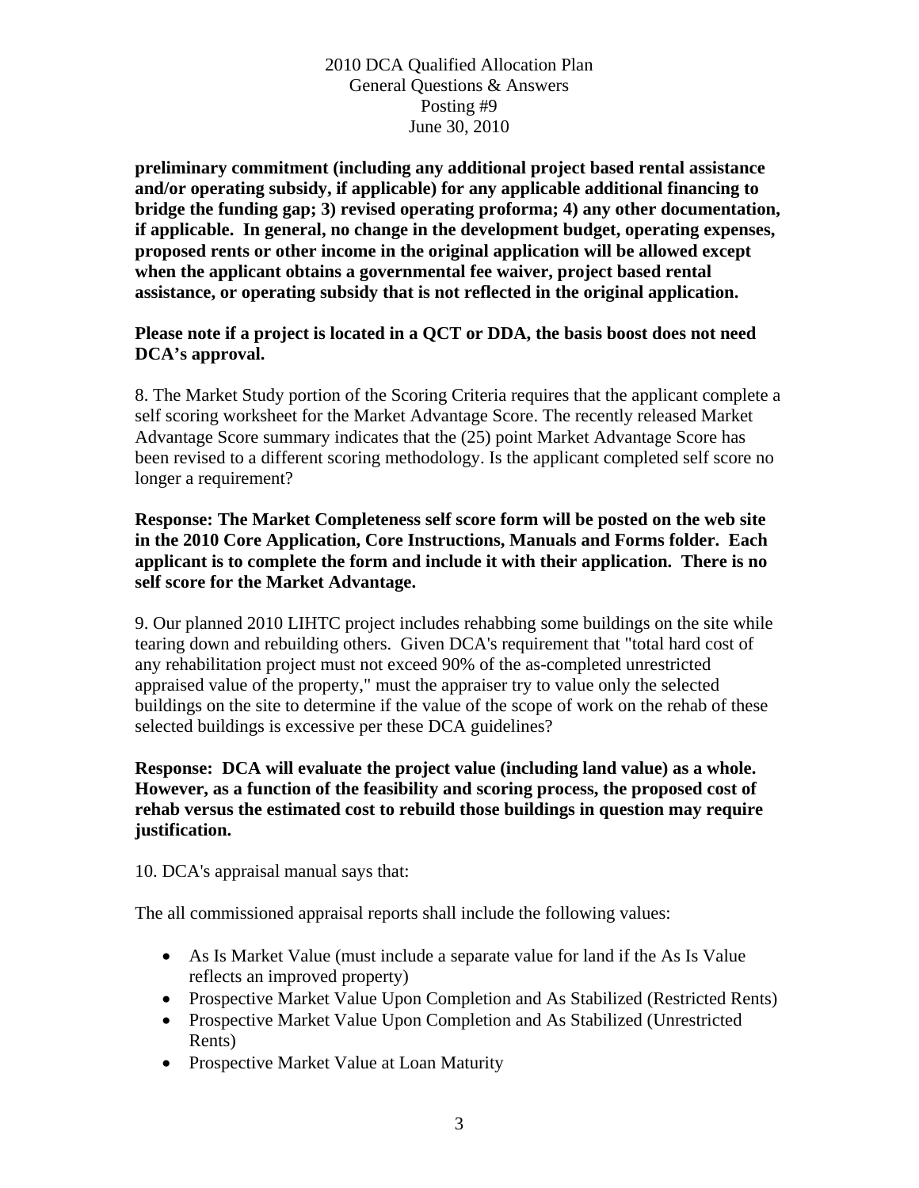**preliminary commitment (including any additional project based rental assistance and/or operating subsidy, if applicable) for any applicable additional financing to bridge the funding gap; 3) revised operating proforma; 4) any other documentation, if applicable. In general, no change in the development budget, operating expenses, proposed rents or other income in the original application will be allowed except when the applicant obtains a governmental fee waiver, project based rental assistance, or operating subsidy that is not reflected in the original application.**

**Please note if a project is located in a QCT or DDA, the basis boost does not need DCA's approval.**

8. The Market Study portion of the Scoring Criteria requires that the applicant complete a self scoring worksheet for the Market Advantage Score. The recently released Market Advantage Score summary indicates that the (25) point Market Advantage Score has been revised to a different scoring methodology. Is the applicant completed self score no longer a requirement?

**Response: The Market Completeness self score form will be posted on the web site in the 2010 Core Application, Core Instructions, Manuals and Forms folder. Each applicant is to complete the form and include it with their application. There is no self score for the Market Advantage.**

9. Our planned 2010 LIHTC project includes rehabbing some buildings on the site while tearing down and rebuilding others. Given DCA's requirement that "total hard cost of any rehabilitation project must not exceed 90% of the as-completed unrestricted appraised value of the property," must the appraiser try to value only the selected buildings on the site to determine if the value of the scope of work on the rehab of these selected buildings is excessive per these DCA guidelines?

**Response: DCA will evaluate the project value (including land value) as a whole. However, as a function of the feasibility and scoring process, the proposed cost of rehab versus the estimated cost to rebuild those buildings in question may require justification.**

10. DCA's appraisal manual says that:

The all commissioned appraisal reports shall include the following values:

- As Is Market Value (must include a separate value for land if the As Is Value reflects an improved property)
- Prospective Market Value Upon Completion and As Stabilized (Restricted Rents)
- Prospective Market Value Upon Completion and As Stabilized (Unrestricted Rents)
- Prospective Market Value at Loan Maturity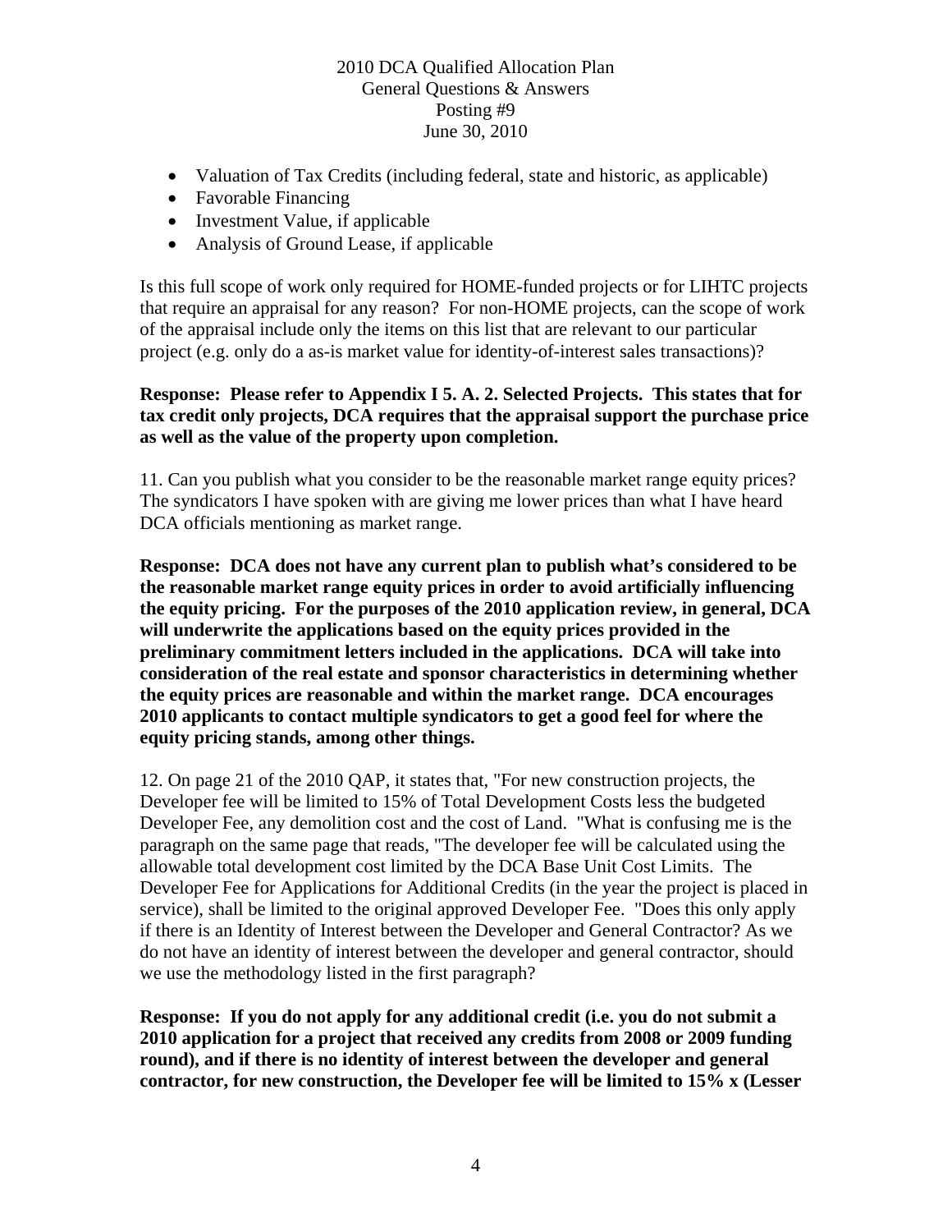- Valuation of Tax Credits (including federal, state and historic, as applicable)
- Favorable Financing
- Investment Value, if applicable
- Analysis of Ground Lease, if applicable

Is this full scope of work only required for HOME-funded projects or for LIHTC projects that require an appraisal for any reason? For non-HOME projects, can the scope of work of the appraisal include only the items on this list that are relevant to our particular project (e.g. only do a as-is market value for identity-of-interest sales transactions)?

**Response: Please refer to Appendix I 5. A. 2. Selected Projects. This states that for tax credit only projects, DCA requires that the appraisal support the purchase price as well as the value of the property upon completion.**

11. Can you publish what you consider to be the reasonable market range equity prices? The syndicators I have spoken with are giving me lower prices than what I have heard DCA officials mentioning as market range.

**Response: DCA does not have any current plan to publish what's considered to be the reasonable market range equity prices in order to avoid artificially influencing the equity pricing. For the purposes of the 2010 application review, in general, DCA will underwrite the applications based on the equity prices provided in the preliminary commitment letters included in the applications. DCA will take into consideration of the real estate and sponsor characteristics in determining whether the equity prices are reasonable and within the market range. DCA encourages 2010 applicants to contact multiple syndicators to get a good feel for where the equity pricing stands, among other things.**

12. On page 21 of the 2010 QAP, it states that, "For new construction projects, the Developer fee will be limited to 15% of Total Development Costs less the budgeted Developer Fee, any demolition cost and the cost of Land. "What is confusing me is the paragraph on the same page that reads, "The developer fee will be calculated using the allowable total development cost limited by the DCA Base Unit Cost Limits. The Developer Fee for Applications for Additional Credits (in the year the project is placed in service), shall be limited to the original approved Developer Fee. "Does this only apply if there is an Identity of Interest between the Developer and General Contractor? As we do not have an identity of interest between the developer and general contractor, should we use the methodology listed in the first paragraph?

**Response: If you do not apply for any additional credit (i.e. you do not submit a 2010 application for a project that received any credits from 2008 or 2009 funding round), and if there is no identity of interest between the developer and general contractor, for new construction, the Developer fee will be limited to 15% x (Lesser**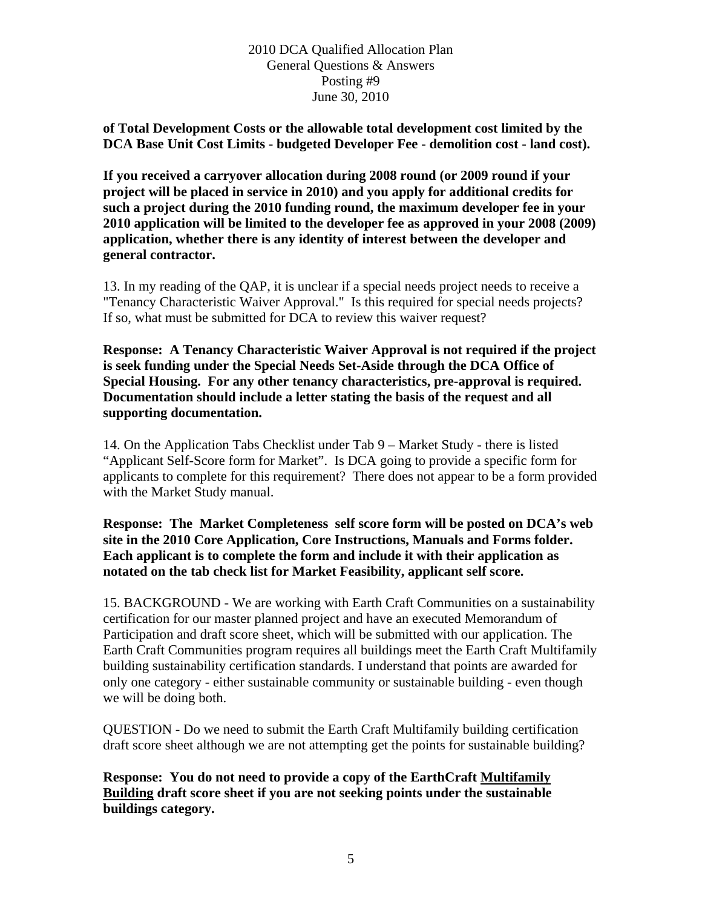**of Total Development Costs or the allowable total development cost limited by the DCA Base Unit Cost Limits - budgeted Developer Fee - demolition cost - land cost).**

**If you received a carryover allocation during 2008 round (or 2009 round if your project will be placed in service in 2010) and you apply for additional credits for such a project during the 2010 funding round, the maximum developer fee in your 2010 application will be limited to the developer fee as approved in your 2008 (2009) application, whether there is any identity of interest between the developer and general contractor.**

13. In my reading of the QAP, it is unclear if a special needs project needs to receive a "Tenancy Characteristic Waiver Approval." Is this required for special needs projects? If so, what must be submitted for DCA to review this waiver request?

**Response: A Tenancy Characteristic Waiver Approval is not required if the project is seek funding under the Special Needs Set-Aside through the DCA Office of Special Housing. For any other tenancy characteristics, pre-approval is required. Documentation should include a letter stating the basis of the request and all supporting documentation.**

14. On the Application Tabs Checklist under Tab 9 – Market Study - there is listed "Applicant Self-Score form for Market". Is DCA going to provide a specific form for applicants to complete for this requirement? There does not appear to be a form provided with the Market Study manual.

**Response: The Market Completeness self score form will be posted on DCA's web site in the 2010 Core Application, Core Instructions, Manuals and Forms folder. Each applicant is to complete the form and include it with their application as notated on the tab check list for Market Feasibility, applicant self score.**

15. BACKGROUND - We are working with Earth Craft Communities on a sustainability certification for our master planned project and have an executed Memorandum of Participation and draft score sheet, which will be submitted with our application. The Earth Craft Communities program requires all buildings meet the Earth Craft Multifamily building sustainability certification standards. I understand that points are awarded for only one category - either sustainable community or sustainable building - even though we will be doing both.

QUESTION - Do we need to submit the Earth Craft Multifamily building certification draft score sheet although we are not attempting get the points for sustainable building?

**Response: You do not need to provide a copy of the EarthCraft <u>Multifamily Building</u> draft score sheet if you are not seeking points under the sustainable buildings category.**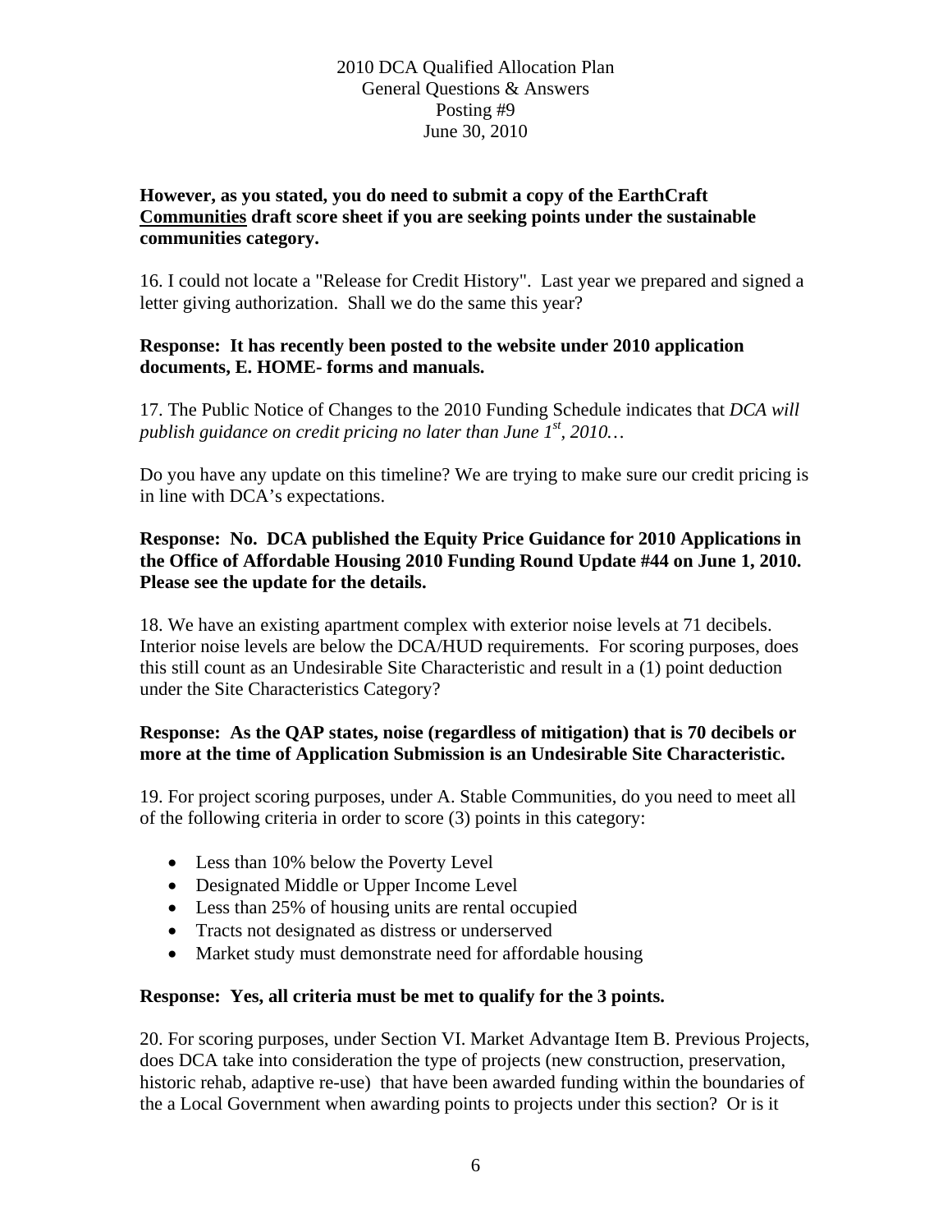**However, as you stated, you do need to submit a copy of the EarthCraft Communities draft score sheet if you are seeking points under the sustainable communities category.**

16. I could not locate a "Release for Credit History". Last year we prepared and signed a letter giving authorization. Shall we do the same this year?

**Response: It has recently been posted to the website under 2010 application documents, E. HOME- forms and manuals.**

17. The Public Notice of Changes to the 2010 Funding Schedule indicates that *DCA will publish guidance on credit pricing no later than June 1st, 2010…*

Do you have any update on this timeline? We are trying to make sure our credit pricing is in line with DCA's expectations.

**Response: No. DCA published the Equity Price Guidance for 2010 Applications in the Office of Affordable Housing 2010 Funding Round Update #44 on June 1, 2010. Please see the update for the details.**

18. We have an existing apartment complex with exterior noise levels at 71 decibels. Interior noise levels are below the DCA/HUD requirements. For scoring purposes, does this still count as an Undesirable Site Characteristic and result in a (1) point deduction under the Site Characteristics Category?

**Response: As the QAP states, noise (regardless of mitigation) that is 70 decibels or more at the time of Application Submission is an Undesirable Site Characteristic.**

19. For project scoring purposes, under A. Stable Communities, do you need to meet all of the following criteria in order to score (3) points in this category:

- Less than 10% below the Poverty Level
- Designated Middle or Upper Income Level
- Less than 25% of housing units are rental occupied
- Tracts not designated as distress or underserved
- Market study must demonstrate need for affordable housing

**Response: Yes, all criteria must be met to qualify for the 3 points.**

20. For scoring purposes, under Section VI. Market Advantage Item B. Previous Projects, does DCA take into consideration the type of projects (new construction, preservation, historic rehab, adaptive re-use) that have been awarded funding within the boundaries of the a Local Government when awarding points to projects under this section? Or is it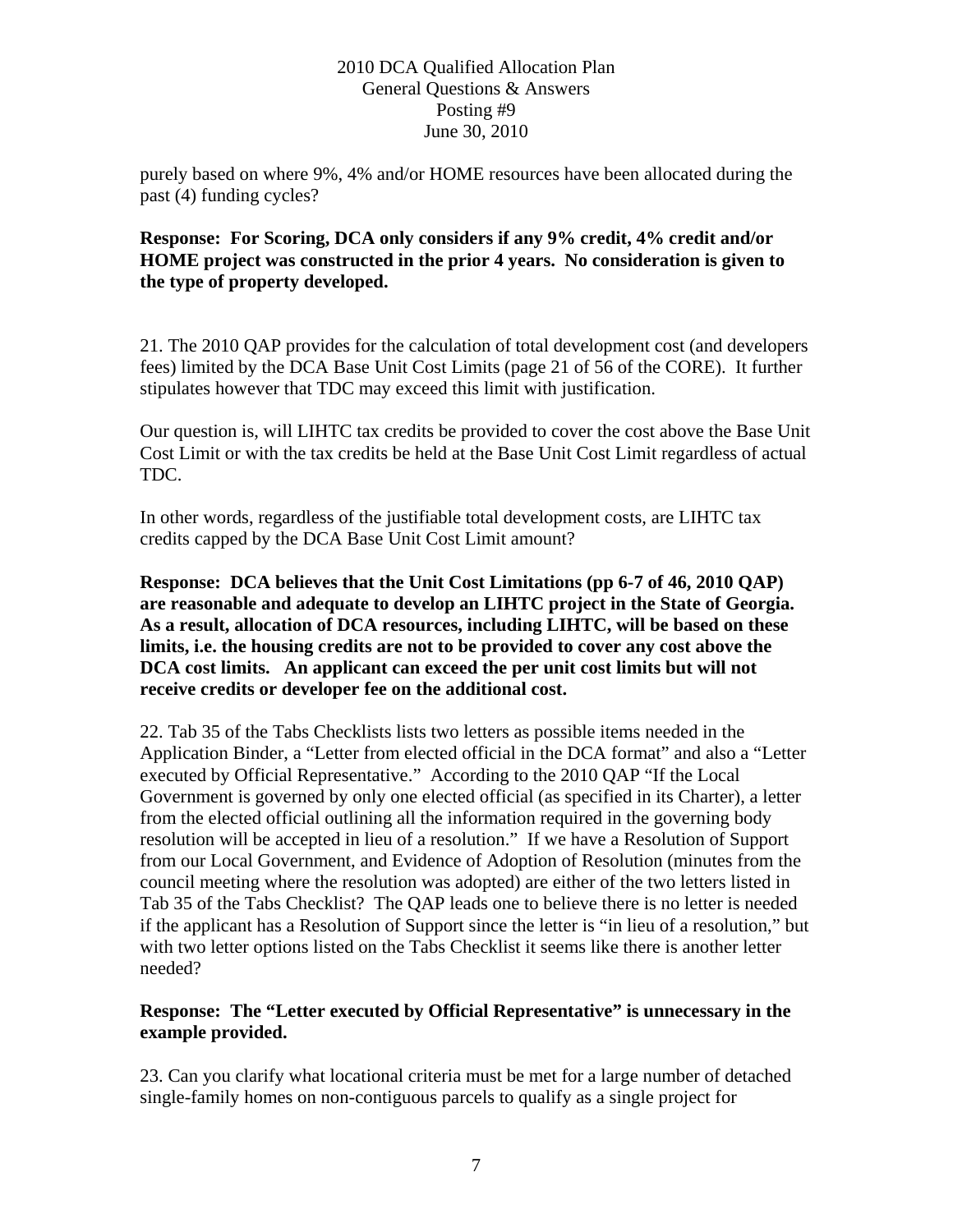purely based on where 9%, 4% and/or HOME resources have been allocated during the past (4) funding cycles?

**Response: For Scoring, DCA only considers if any 9% credit, 4% credit and/or HOME project was constructed in the prior 4 years. No consideration is given to the type of property developed.**

21. The 2010 QAP provides for the calculation of total development cost (and developers fees) limited by the DCA Base Unit Cost Limits (page 21 of 56 of the CORE). It further stipulates however that TDC may exceed this limit with justification.

Our question is, will LIHTC tax credits be provided to cover the cost above the Base Unit Cost Limit or with the tax credits be held at the Base Unit Cost Limit regardless of actual TDC.

In other words, regardless of the justifiable total development costs, are LIHTC tax credits capped by the DCA Base Unit Cost Limit amount?

**Response: DCA believes that the Unit Cost Limitations (pp 6-7 of 46, 2010 QAP) are reasonable and adequate to develop an LIHTC project in the State of Georgia. As a result, allocation of DCA resources, including LIHTC, will be based on these limits, i.e. the housing credits are not to be provided to cover any cost above the DCA cost limits. An applicant can exceed the per unit cost limits but will not receive credits or developer fee on the additional cost.**

22. Tab 35 of the Tabs Checklists lists two letters as possible items needed in the Application Binder, a "Letter from elected official in the DCA format" and also a "Letter executed by Official Representative." According to the 2010 QAP "If the Local Government is governed by only one elected official (as specified in its Charter), a letter from the elected official outlining all the information required in the governing body resolution will be accepted in lieu of a resolution." If we have a Resolution of Support from our Local Government, and Evidence of Adoption of Resolution (minutes from the council meeting where the resolution was adopted) are either of the two letters listed in Tab 35 of the Tabs Checklist? The QAP leads one to believe there is no letter is needed if the applicant has a Resolution of Support since the letter is "in lieu of a resolution," but with two letter options listed on the Tabs Checklist it seems like there is another letter needed?

**Response: The "Letter executed by Official Representative" is unnecessary in the example provided.**

23. Can you clarify what locational criteria must be met for a large number of detached single-family homes on non-contiguous parcels to qualify as a single project for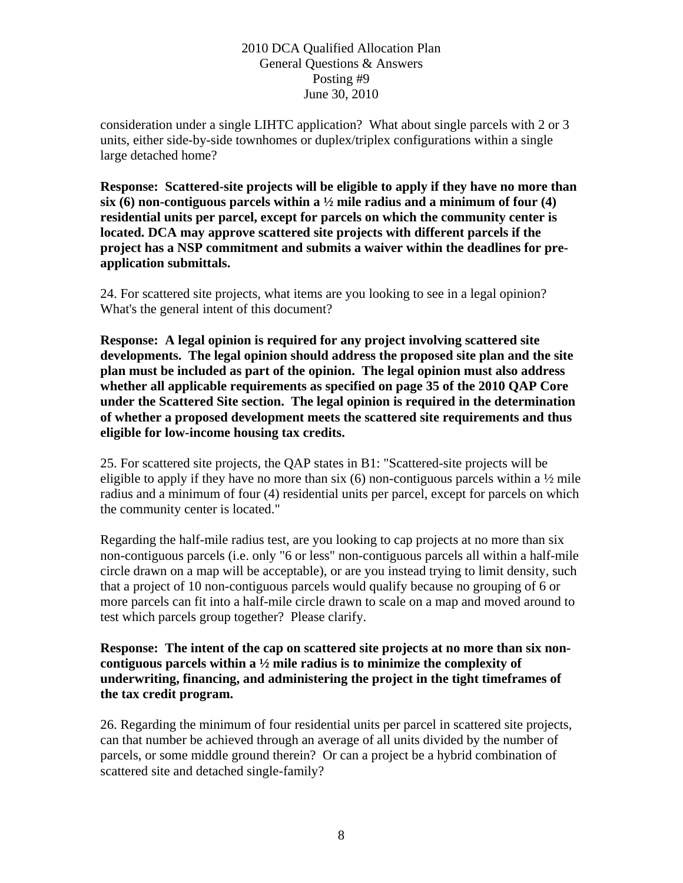consideration under a single LIHTC application? What about single parcels with 2 or 3 units, either side-by-side townhomes or duplex/triplex configurations within a single large detached home?

**Response: Scattered-site projects will be eligible to apply if they have no more than six (6) non-contiguous parcels within a ½ mile radius and a minimum of four (4) residential units per parcel, except for parcels on which the community center is located. DCA may approve scattered site projects with different parcels if the project has a NSP commitment and submits a waiver within the deadlines for pre-application submittals.**

24. For scattered site projects, what items are you looking to see in a legal opinion? What's the general intent of this document?

**Response: A legal opinion is required for any project involving scattered site developments. The legal opinion should address the proposed site plan and the site plan must be included as part of the opinion. The legal opinion must also address whether all applicable requirements as specified on page 35 of the 2010 QAP Core under the Scattered Site section. The legal opinion is required in the determination of whether a proposed development meets the scattered site requirements and thus eligible for low-income housing tax credits.**

25. For scattered site projects, the QAP states in B1: "Scattered-site projects will be eligible to apply if they have no more than six (6) non-contiguous parcels within a ½ mile radius and a minimum of four (4) residential units per parcel, except for parcels on which the community center is located."

Regarding the half-mile radius test, are you looking to cap projects at no more than six non-contiguous parcels (i.e. only "6 or less" non-contiguous parcels all within a half-mile circle drawn on a map will be acceptable), or are you instead trying to limit density, such that a project of 10 non-contiguous parcels would qualify because no grouping of 6 or more parcels can fit into a half-mile circle drawn to scale on a map and moved around to test which parcels group together? Please clarify.

**Response: The intent of the cap on scattered site projects at no more than six non-contiguous parcels within a ½ mile radius is to minimize the complexity of underwriting, financing, and administering the project in the tight timeframes of the tax credit program.**

26. Regarding the minimum of four residential units per parcel in scattered site projects, can that number be achieved through an average of all units divided by the number of parcels, or some middle ground therein? Or can a project be a hybrid combination of scattered site and detached single-family?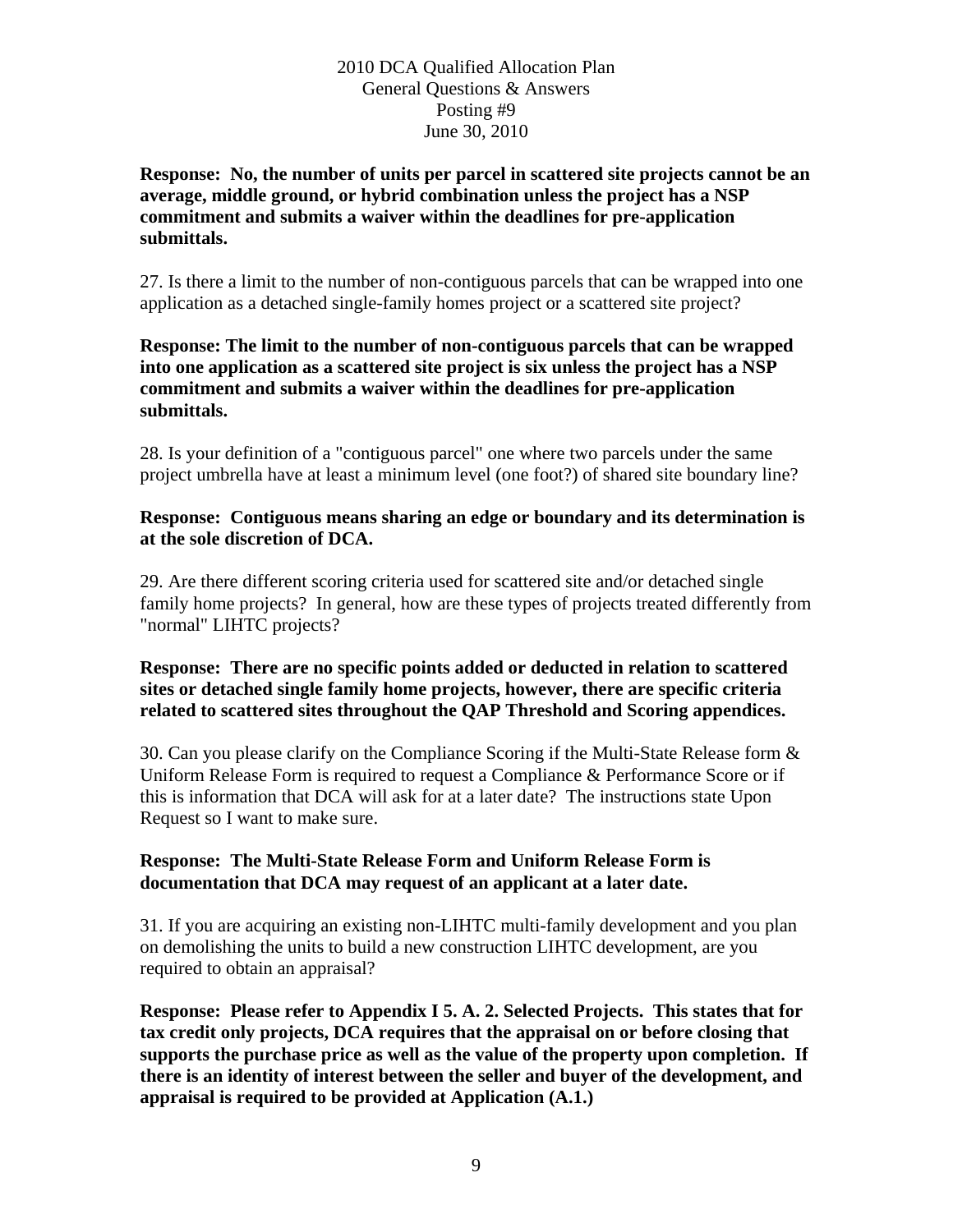**Response: No, the number of units per parcel in scattered site projects cannot be an average, middle ground, or hybrid combination unless the project has a NSP commitment and submits a waiver within the deadlines for pre-application submittals.**

27. Is there a limit to the number of non-contiguous parcels that can be wrapped into one application as a detached single-family homes project or a scattered site project?

**Response: The limit to the number of non-contiguous parcels that can be wrapped into one application as a scattered site project is six unless the project has a NSP commitment and submits a waiver within the deadlines for pre-application submittals.**

28. Is your definition of a "contiguous parcel" one where two parcels under the same project umbrella have at least a minimum level (one foot?) of shared site boundary line?

**Response: Contiguous means sharing an edge or boundary and its determination is at the sole discretion of DCA.**

29. Are there different scoring criteria used for scattered site and/or detached single family home projects? In general, how are these types of projects treated differently from "normal" LIHTC projects?

**Response: There are no specific points added or deducted in relation to scattered sites or detached single family home projects, however, there are specific criteria related to scattered sites throughout the QAP Threshold and Scoring appendices.**

30. Can you please clarify on the Compliance Scoring if the Multi-State Release form & Uniform Release Form is required to request a Compliance & Performance Score or if this is information that DCA will ask for at a later date? The instructions state Upon Request so I want to make sure.

**Response: The Multi-State Release Form and Uniform Release Form is documentation that DCA may request of an applicant at a later date.**

31. If you are acquiring an existing non-LIHTC multi-family development and you plan on demolishing the units to build a new construction LIHTC development, are you required to obtain an appraisal?

**Response: Please refer to Appendix I 5. A. 2. Selected Projects. This states that for tax credit only projects, DCA requires that the appraisal on or before closing that supports the purchase price as well as the value of the property upon completion. If there is an identity of interest between the seller and buyer of the development, and appraisal is required to be provided at Application (A.1.)**